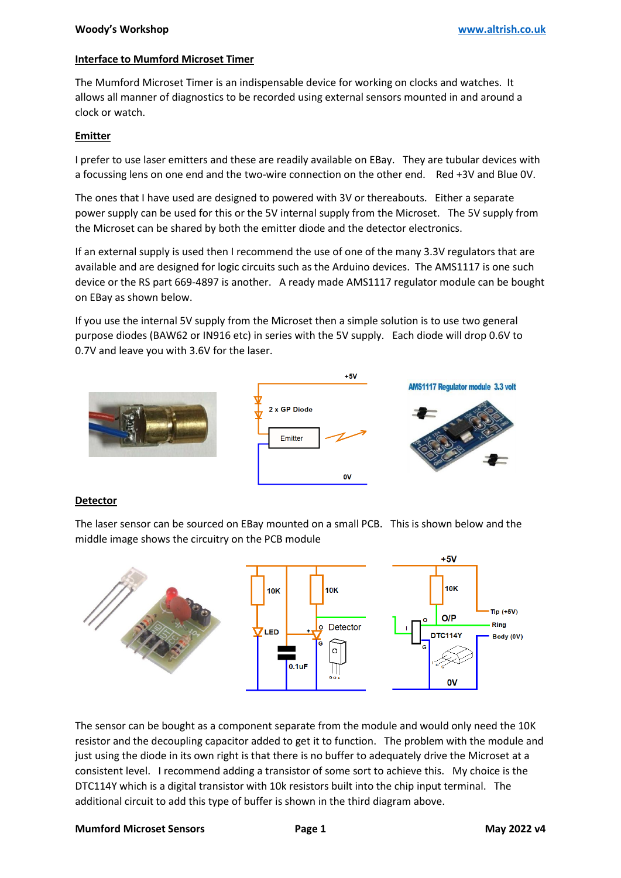## Interface to Mumford Microset Timer

The Mumford Microset Timer is an indispensable device for working on clocks and watches. It allows all manner of diagnostics to be recorded using external sensors mounted in and around a clock or watch.

### Emitter

I prefer to use laser emitters and these are readily available on EBay. They are tubular devices with a focussing lens on one end and the two-wire connection on the other end. Red +3V and Blue 0V.

The ones that I have used are designed to powered with 3V or thereabouts. Either a separate power supply can be used for this or the 5V internal supply from the Microset. The 5V supply from the Microset can be shared by both the emitter diode and the detector electronics.

If an external supply is used then I recommend the use of one of the many 3.3V regulators that are available and are designed for logic circuits such as the Arduino devices. The AMS1117 is one such device or the RS part 669-4897 is another. A ready made AMS1117 regulator module can be bought on EBay as shown below.

If you use the internal 5V supply from the Microset then a simple solution is to use two general purpose diodes (BAW62 or IN916 etc) in series with the 5V supply. Each diode will drop 0.6V to 0.7V and leave you with 3.6V for the laser.

### Detector

The laser sensor can be sourced on EBay mounted on a small PCB. This is shown below and the middle image shows the circuitry on the PCB module

The sensor can be bought as a component separate from the module and would only need the 10K resistor and the decoupling capacitor added to get it to function. The problem with the module and just using the diode in its own right is that there is no buffer to adequately drive the Microset at a consistent level. I recommend adding a transistor of some sort to achieve this. My choice is the DTC114Y which is a digital transistor with 10k resistors built into the chip input terminal. The additional circuit to add this type of buffer is shown in the third diagram above.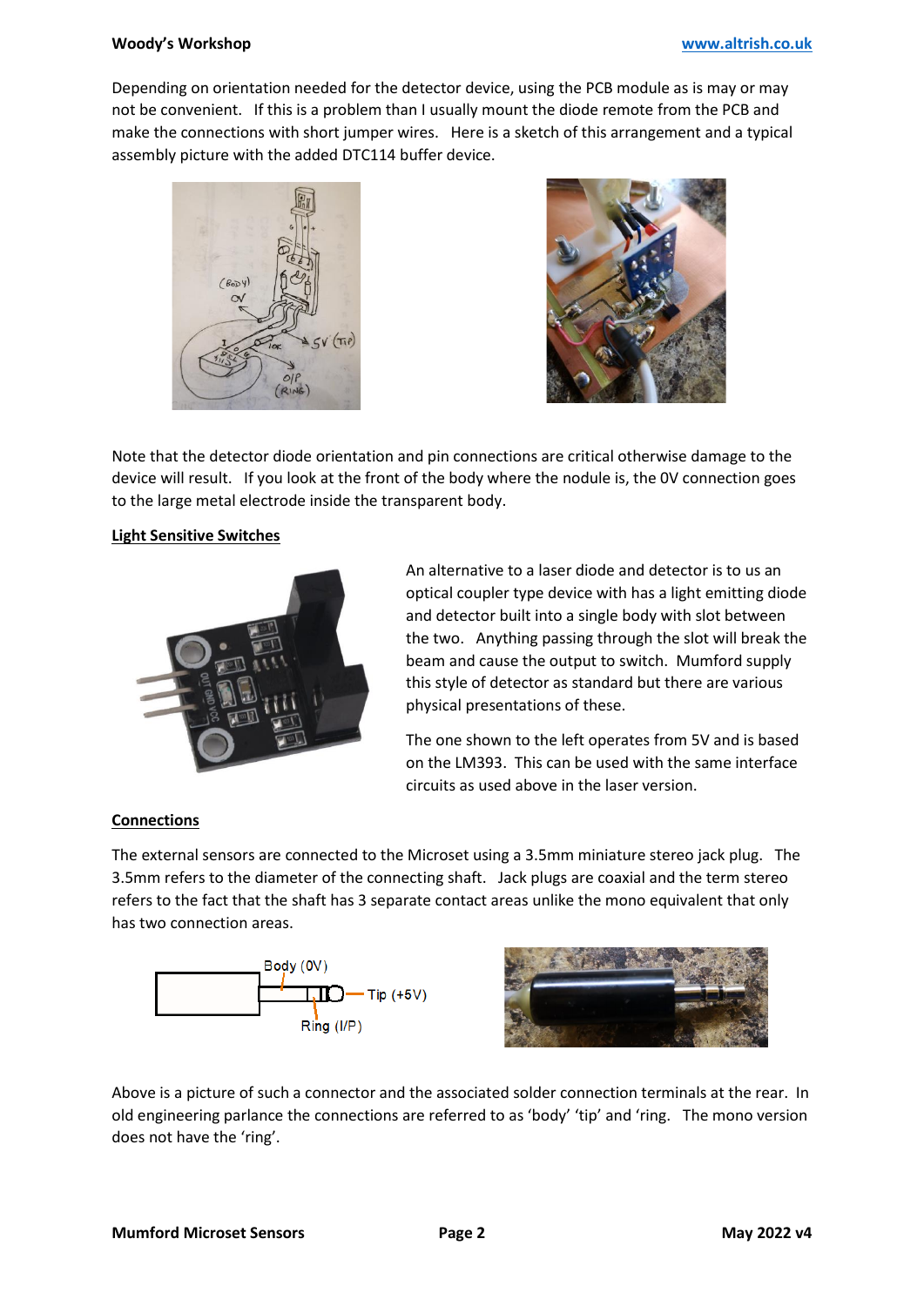Depending on orientation needed for the detector device, using the PCB module as is may or may not be convenient. If this is a problem than I usually mount the diode remote from the PCB and make the connections with short jumper wires. Here is a sketch of this arrangement and a typical assembly picture with the added DTC114 buffer device.

Note that the detector diode orientation and pin connections are critical otherwise damage to the device will result. If you look at the front of the body where the nodule is, the 0V connection goes to the large metal electrode inside the transparent body.

**Light Sensitive Switches**

An alternative to a laser diode and detector is to us an optical coupler type device with has a light emitting diode and detector built into a single body with slot between the two. Anything passing through the slot will break the beam and cause the output to switch. Mumford supply this style of detector as standard but there are various physical presentations of these.

The one shown to the left operates from 5V and is based on the LM393. This can be used with the same interface circuits as used above in the laser version.

**Connections**

The external sensors are connected to the Microset using a 3.5mm miniature stereo jack plug. The 3.5mm refers to the diameter of the connecting shaft. Jack plugs are coaxial and the term stereo refers to the fact that the shaft has 3 separate contact areas unlike the mono equivalent that only has two connection areas.

Body (0V)
Tip (+5V)
Ring (I/P)

Above is a picture of such a connector and the associated solder connection terminals at the rear. In old engineering parlance the connections are referred to as 'body' 'tip' and 'ring. The mono version does not have the 'ring'.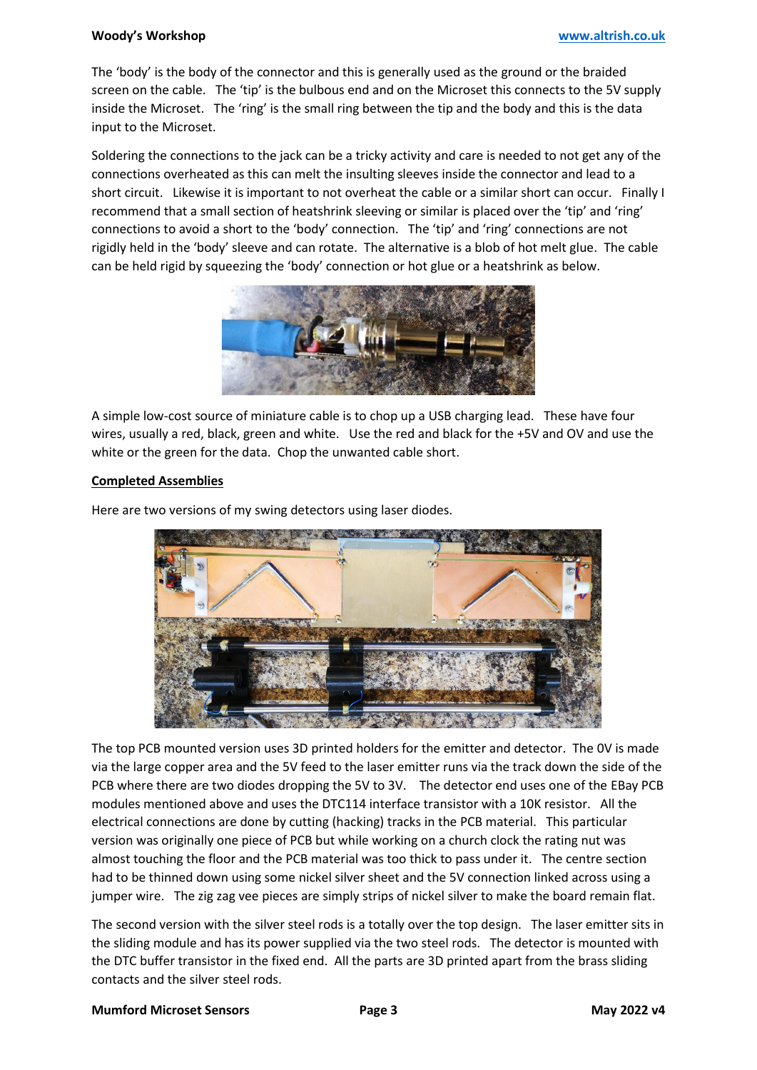The 'body' is the body of the connector and this is generally used as the ground or the braided screen on the cable. The 'tip' is the bulbous end and on the Microset this connects to the 5V supply inside the Microset. The 'ring' is the small ring between the tip and the body and this is the data input to the Microset.

Soldering the connections to the jack can be a tricky activity and care is needed to not get any of the connections overheated as this can melt the insulting sleeves inside the connector and lead to a short circuit. Likewise it is important to not overheat the cable or a similar short can occur. Finally I recommend that a small section of heatshrink sleeving or similar is placed over the 'tip' and 'ring' connections to avoid a short to the 'body' connection. The 'tip' and 'ring' connections are not rigidly held in the 'body' sleeve and can rotate. The alternative is a blob of hot melt glue. The cable can be held rigid by squeezing the 'body' connection or hot glue or a heatshrink as below.

A simple low-cost source of miniature cable is to chop up a USB charging lead. These have four wires, usually a red, black, green and white. Use the red and black for the +5V and 0V and use the white or the green for the data. Chop the unwanted cable short.

## Completed Assemblies

Here are two versions of my swing detectors using laser diodes.

The top PCB mounted version uses 3D printed holders for the emitter and detector. The 0V is made via the large copper area and the 5V feed to the laser emitter runs via the track down the side of the PCB where there are two diodes dropping the 5V to 3V. The detector end uses one of the EBay PCB modules mentioned above and uses the DTC114 interface transistor with a 10K resistor. All the electrical connections are done by cutting (hacking) tracks in the PCB material. This particular version was originally one piece of PCB but while working on a church clock the rating nut was almost touching the floor and the PCB material was too thick to pass under it. The centre section had to be thinned down using some nickel silver sheet and the 5V connection linked across using a jumper wire. The zig zag vee pieces are simply strips of nickel silver to make the board remain flat.

The second version with the silver steel rods is a totally over the top design. The laser emitter sits in the sliding module and has its power supplied via the two steel rods. The detector is mounted with the DTC buffer transistor in the fixed end. All the parts are 3D printed apart from the brass sliding contacts and the silver steel rods.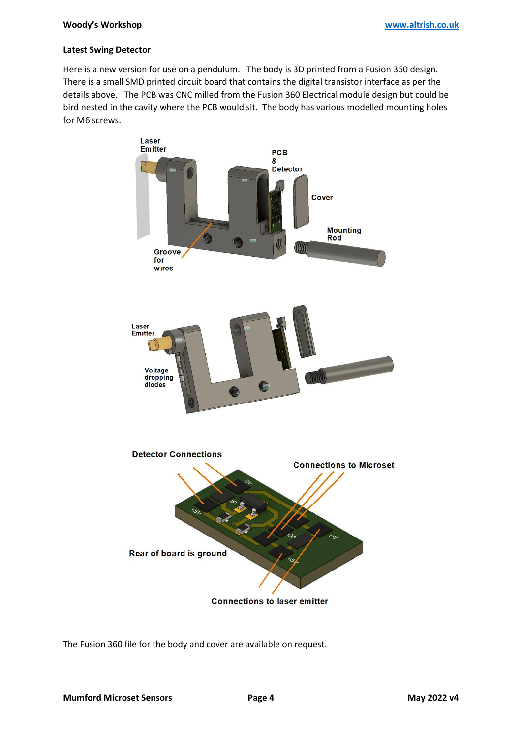### Latest Swing Detector

Here is a new version for use on a pendulum. The body is 3D printed from a Fusion 360 design. There is a small SMD printed circuit board that contains the digital transistor interface as per the details above. The PCB was CNC milled from the Fusion 360 Electrical module design but could be bird nested in the cavity where the PCB would sit. The body has various modelled mounting holes for M6 screws.

Laser Emitter
PCB & Detector
Cover
Mounting Rod
Groove for wires

Laser Emitter
Voltage dropping diodes

Detector Connections
Connections to Microset
0V
IP
+5V
OP
0V
+5V
Rear of board is ground
Connections to laser emitter

The Fusion 360 file for the body and cover are available on request.